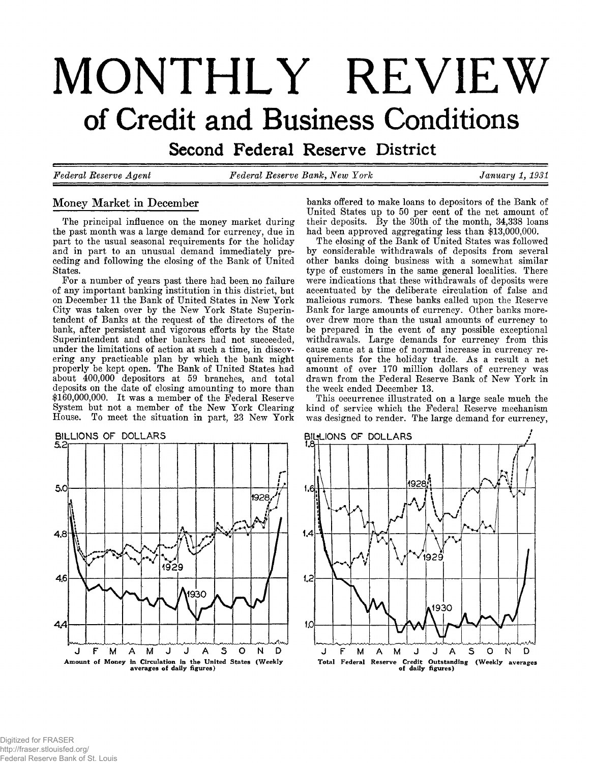# MONTHLY REVIEW

## of Credit and Business Conditions

### Second Federal Reserve District

*Federal Reserve Agent* *Federal Reserve Bank, New York* *January 1, 1931*

## Money Market in December

The principal influence on the money market during the past month was a large demand for currency, due in part to the usual seasonal requirements for the holiday and in part to an unusual demand immediately preceding and following the closing of the Bank of United States.

For a number of years past there had been no failure of any important banking institution in this district, but on December 11 the Bank of United States in New York City was taken over by the New York State Superintendent of Banks at the request of the directors of the bank, after persistent and vigorous efforts by the State Superintendent and other bankers had not succeeded, under the limitations of action at such a time, in discovering any practicable plan by which the bank might properly be kept open. The Bank of United States had about 400,000 depositors at 59 branches, and total deposits on the date of closing amounting to more than $160,000,000. It was a member of the Federal Reserve System but not a member of the New York Clearing House. To meet the situation in part, 23 New York banks offered to make loans to depositors of the Bank of United States up to 50 per cent of the net amount of their deposits. By the 30th of the month, 34,338 loans had been approved aggregating less than $13,000,000.

The closing of the Bank of United States was followed by considerable withdrawals of deposits from several other banks doing business with a somewhat similar type of customers in the same general localities. There were indications that these withdrawals of deposits were accentuated by the deliberate circulation of false and malicious rumors. These banks called upon the Reserve Bank for large amounts of currency. Other banks moreover drew more than the usual amounts of currency to be prepared in the event of any possible exceptional withdrawals. Large demands for currency from this cause came at a time of normal increase in currency requirements for the holiday trade. As a result a net amount of over 170 million dollars of currency was drawn from the Federal Reserve Bank of New York in the week ended December 13.

This occurrence illustrated on a large scale much the kind of service which the Federal Reserve mechanism was designed to render. The large demand for currency,

Amount of Money in Circulation in the United States (Weekly averages of daily figures)

Total Federal Reserve Credit Outstanding (Weekly averages of daily figures)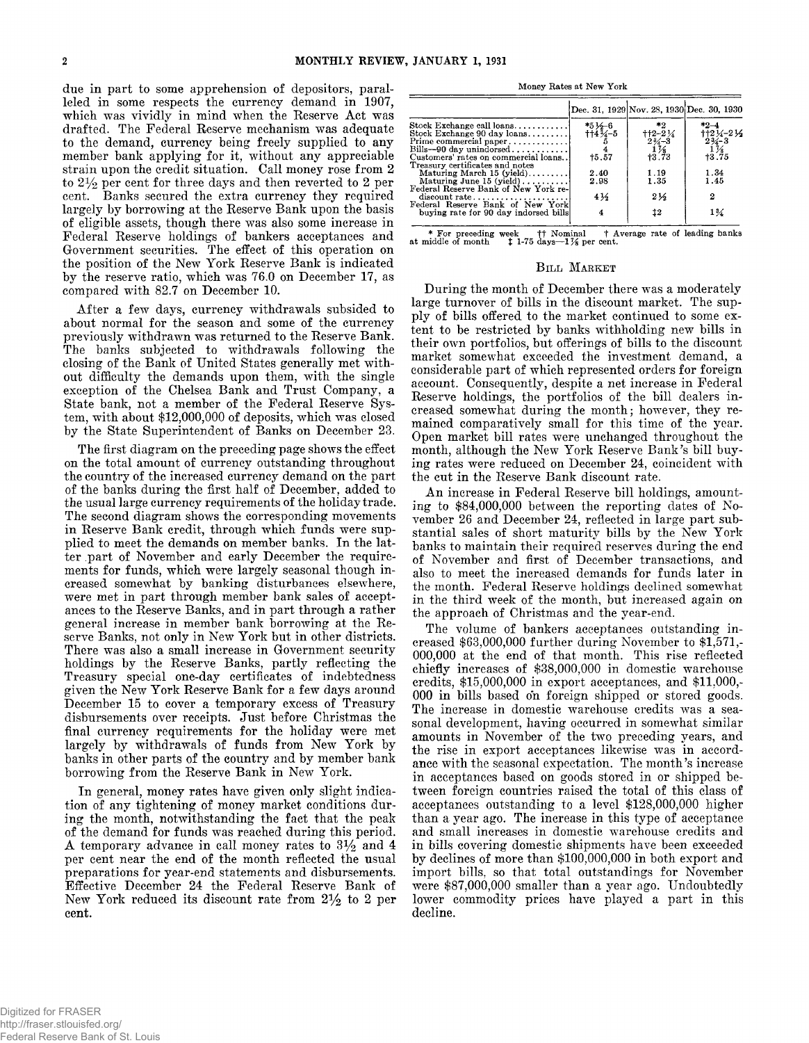due in part to some apprehension of depositors, paralleled in some respects the currency demand in 1907, which was vividly in mind when the Reserve Act was drafted. The Federal Reserve mechanism was adequate to the demand, currency being freely supplied to any member bank applying for it, without any appreciable strain upon the credit situation. Call money rose from 2 to 2½ per cent for three days and then reverted to 2 per cent. Banks secured the extra currency they required largely by borrowing at the Reserve Bank upon the basis of eligible assets, though there was also some increase in Federal Reserve holdings of bankers acceptances and Government securities. The effect of this operation on the position of the New York Reserve Bank is indicated by the reserve ratio, which was 76.0 on December 17, as compared with 82.7 on December 10.

After a few days, currency withdrawals subsided to about normal for the season and some of the currency previously withdrawn was returned to the Reserve Bank. The banks subjected to withdrawals following the closing of the Bank of United States generally met without difficulty the demands upon them, with the single exception of the Chelsea Bank and Trust Company, a State bank, not a member of the Federal Reserve System, with about $12,000,000 of deposits, which was closed by the State Superintendent of Banks on December 23.

The first diagram on the preceding page shows the effect on the total amount of currency outstanding throughout the country of the increased currency demand on the part of the banks during the first half of December, added to the usual large currency requirements of the holiday trade. The second diagram shows the corresponding movements in Reserve Bank credit, through which funds were supplied to meet the demands on member banks. In the latter part of November and early December the requirements for funds, which were largely seasonal though increased somewhat by banking disturbances elsewhere, were met in part through member bank sales of acceptances to the Reserve Banks, and in part through a rather general increase in member bank borrowing at the Reserve Banks, not only in New York but in other districts. There was also a small increase in Government security holdings by the Reserve Banks, partly reflecting the Treasury special one-day certificates of indebtedness given the New York Reserve Bank for a few days around December 15 to cover a temporary excess of Treasury disbursements over receipts. Just before Christmas the final currency requirements for the holiday were met largely by withdrawals of funds from New York by banks in other parts of the country and by member bank borrowing from the Reserve Bank in New York.

In general, money rates have given only slight indication of any tightening of money market conditions during the month, notwithstanding the fact that the peak of the demand for funds was reached during this period. A temporary advance in call money rates to 3½ and 4 per cent near the end of the month reflected the usual preparations for year-end statements and disbursements. Effective December 24 the Federal Reserve Bank of New York reduced its discount rate from 2½ to 2 per cent.

Money Rates at New York

| | Dec. 31, 1929 | Nov. 28, 1930 | Dec. 30, 1930 |
|---|---|---|---|
| Stock Exchange call loans | *5½–6 | *2 | *2–4 |
| Stock Exchange 90 day loans | ††4¾–5 | ††2–2¼ | ††2¼–2½ |
| Prime commercial paper | 5 | 2¾–3 | 2¾–3 |
| Bills—90 day unindorsed | 4 | 1⅞ | 1⅞ |
| Customers' rates on commercial loans | †5.57 | †3.73 | †3.75 |
| Treasury certificates and notes | | | |
| Maturing March 15 (yield) | 2.40 | 1.19 | 1.34 |
| Maturing June 15 (yield) | 2.98 | 1.35 | 1.45 |
| Federal Reserve Bank of New York rediscount rate | 4½ | 2½ | 2 |
| Federal Reserve Bank of New York buying rate for 90 day indorsed bills | 4 | ‡2 | 1¾ |

\* For preceding week †† Nominal † Average rate of leading banks at middle of month ‡ 1-75 days—1⅞ per cent.

### Bill Market

During the month of December there was a moderately large turnover of bills in the discount market. The supply of bills offered to the market continued to some extent to be restricted by banks withholding new bills in their own portfolios, but offerings of bills to the discount market somewhat exceeded the investment demand, a considerable part of which represented orders for foreign account. Consequently, despite a net increase in Federal Reserve holdings, the portfolios of the bill dealers increased somewhat during the month; however, they remained comparatively small for this time of the year. Open market bill rates were unchanged throughout the month, although the New York Reserve Bank's bill buying rates were reduced on December 24, coincident with the cut in the Reserve Bank discount rate.

An increase in Federal Reserve bill holdings, amounting to $84,000,000 between the reporting dates of November 26 and December 24, reflected in large part substantial sales of short maturity bills by the New York banks to maintain their required reserves during the end of November and first of December transactions, and also to meet the increased demands for funds later in the month. Federal Reserve holdings declined somewhat in the third week of the month, but increased again on the approach of Christmas and the year-end.

The volume of bankers acceptances outstanding increased $63,000,000 further during November to $1,571,000,000 at the end of that month. This rise reflected chiefly increases of $38,000,000 in domestic warehouse credits, $15,000,000 in export acceptances, and $11,000,000 in bills based on foreign shipped or stored goods. The increase in domestic warehouse credits was a seasonal development, having occurred in somewhat similar amounts in November of the two preceding years, and the rise in export acceptances likewise was in accordance with the seasonal expectation. The month's increase in acceptances based on goods stored in or shipped between foreign countries raised the total of this class of acceptances outstanding to a level $128,000,000 higher than a year ago. The increase in this type of acceptance and small increases in domestic warehouse credits and in bills covering domestic shipments have been exceeded by declines of more than $100,000,000 in both export and import bills, so that total outstandings for November were $87,000,000 smaller than a year ago. Undoubtedly lower commodity prices have played a part in this decline.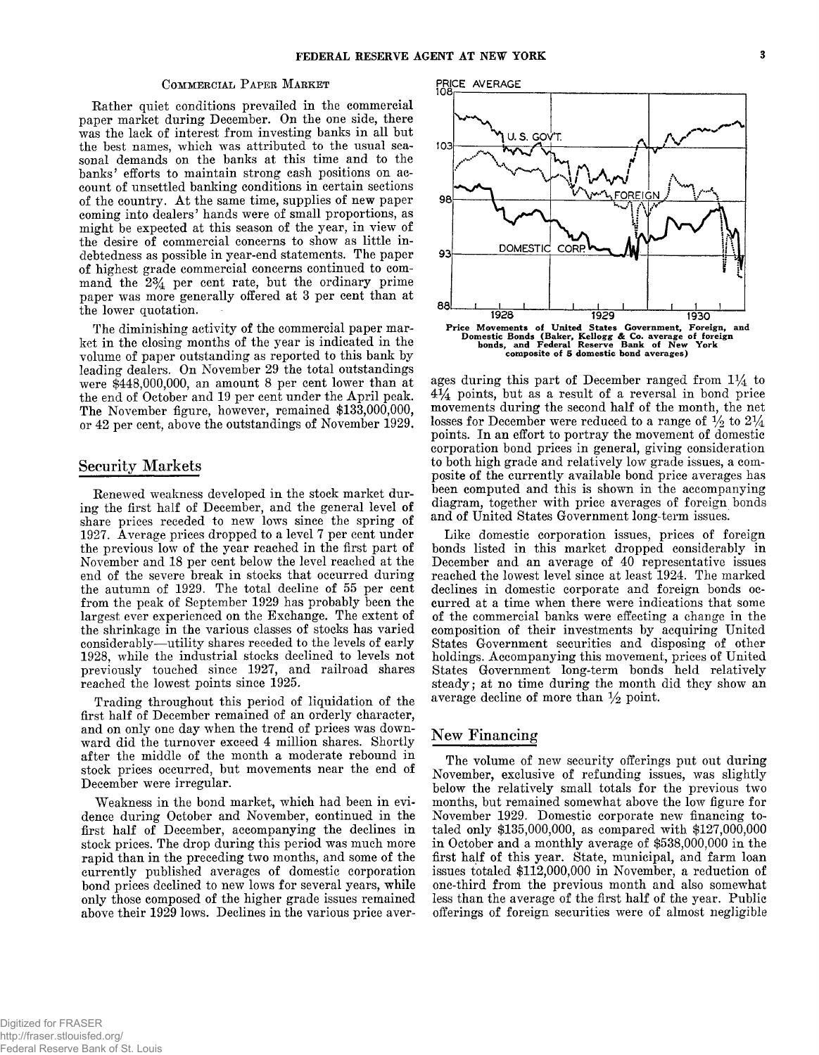### Commercial Paper Market

Rather quiet conditions prevailed in the commercial paper market during December. On the one side, there was the lack of interest from investing banks in all but the best names, which was attributed to the usual seasonal demands on the banks at this time and to the banks' efforts to maintain strong cash positions on account of unsettled banking conditions in certain sections of the country. At the same time, supplies of new paper coming into dealers' hands were of small proportions, as might be expected at this season of the year, in view of the desire of commercial concerns to show as little indebtedness as possible in year-end statements. The paper of highest grade commercial concerns continued to command the 2¾ per cent rate, but the ordinary prime paper was more generally offered at 3 per cent than at the lower quotation.

The diminishing activity of the commercial paper market in the closing months of the year is indicated in the volume of paper outstanding as reported to this bank by leading dealers. On November 29 the total outstandings were $448,000,000, an amount 8 per cent lower than at the end of October and 19 per cent under the April peak. The November figure, however, remained $133,000,000, or 42 per cent, above the outstandings of November 1929.

## Security Markets

Renewed weakness developed in the stock market during the first half of December, and the general level of share prices receded to new lows since the spring of 1927. Average prices dropped to a level 7 per cent under the previous low of the year reached in the first part of November and 18 per cent below the level reached at the end of the severe break in stocks that occurred during the autumn of 1929. The total decline of 55 per cent from the peak of September 1929 has probably been the largest ever experienced on the Exchange. The extent of the shrinkage in the various classes of stocks has varied considerably—utility shares receded to the levels of early 1928, while the industrial stocks declined to levels not previously touched since 1927, and railroad shares reached the lowest points since 1925.

Trading throughout this period of liquidation of the first half of December remained of an orderly character, and on only one day when the trend of prices was downward did the turnover exceed 4 million shares. Shortly after the middle of the month a moderate rebound in stock prices occurred, but movements near the end of December were irregular.

Weakness in the bond market, which had been in evidence during October and November, continued in the first half of December, accompanying the declines in stock prices. The drop during this period was much more rapid than in the preceding two months, and some of the currently published averages of domestic corporation bond prices declined to new lows for several years, while only those composed of the higher grade issues remained above their 1929 lows. Declines in the various price averages during this part of December ranged from 1¼ to 4¼ points, but as a result of a reversal in bond price movements during the second half of the month, the net losses for December were reduced to a range of ½ to 2¼ points. In an effort to portray the movement of domestic corporation bond prices in general, giving consideration to both high grade and relatively low grade issues, a composite of the currently available bond price averages has been computed and this is shown in the accompanying diagram, together with price averages of foreign bonds and of United States Government long-term issues.

Price Movements of United States Government, Foreign, and Domestic Bonds (Baker, Kellogg & Co. average of foreign bonds, and Federal Reserve Bank of New York composite of 5 domestic bond averages)

Like domestic corporation issues, prices of foreign bonds listed in this market dropped considerably in December and an average of 40 representative issues reached the lowest level since at least 1924. The marked declines in domestic corporate and foreign bonds occurred at a time when there were indications that some of the commercial banks were effecting a change in the composition of their investments by acquiring United States Government securities and disposing of other holdings. Accompanying this movement, prices of United States Government long-term bonds held relatively steady; at no time during the month did they show an average decline of more than ½ point.

## New Financing

The volume of new security offerings put out during November, exclusive of refunding issues, was slightly below the relatively small totals for the previous two months, but remained somewhat above the low figure for November 1929. Domestic corporate new financing totaled only $135,000,000, as compared with $127,000,000 in October and a monthly average of $538,000,000 in the first half of this year. State, municipal, and farm loan issues totaled $112,000,000 in November, a reduction of one-third from the previous month and also somewhat less than the average of the first half of the year. Public offerings of foreign securities were of almost negligible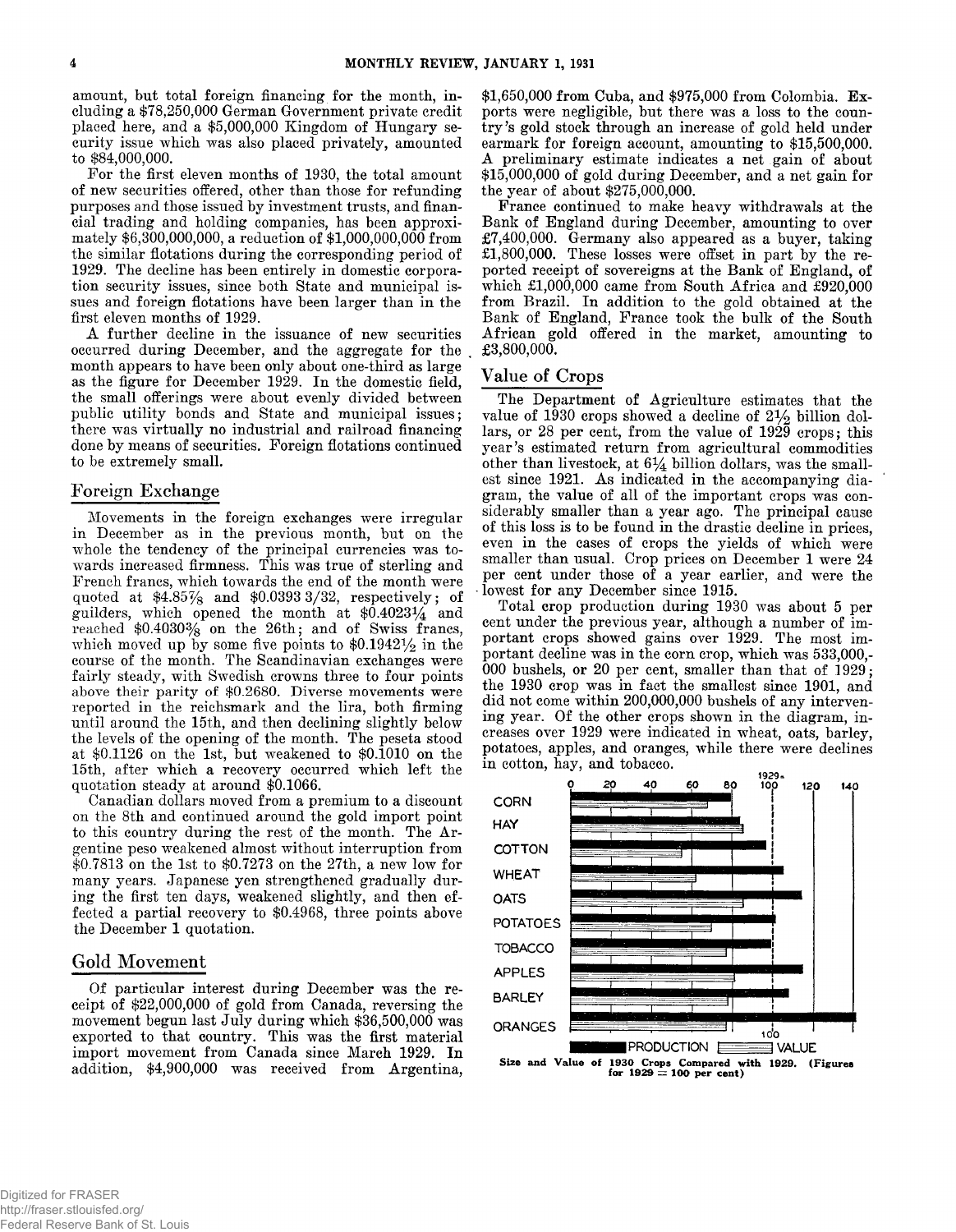amount, but total foreign financing for the month, including a $78,250,000 German Government private credit placed here, and a $5,000,000 Kingdom of Hungary security issue which was also placed privately, amounted to $84,000,000.

For the first eleven months of 1930, the total amount of new securities offered, other than those for refunding purposes and those issued by investment trusts, and financial trading and holding companies, has been approximately $6,300,000,000, a reduction of $1,000,000,000 from the similar flotations during the corresponding period of 1929. The decline has been entirely in domestic corporation security issues, since both State and municipal issues and foreign flotations have been larger than in the first eleven months of 1929.

A further decline in the issuance of new securities occurred during December, and the aggregate for the month appears to have been only about one-third as large as the figure for December 1929. In the domestic field, the small offerings were about evenly divided between public utility bonds and State and municipal issues; there was virtually no industrial and railroad financing done by means of securities. Foreign flotations continued to be extremely small.

## Foreign Exchange

Movements in the foreign exchanges were irregular in December as in the previous month, but on the whole the tendency of the principal currencies was towards increased firmness. This was true of sterling and French francs, which towards the end of the month were quoted at $4.85⅞ and $0.0393 3/32, respectively; of guilders, which opened the month at $0.4023¼ and reached $0.4030⅜ on the 26th; and of Swiss francs, which moved up by some five points to $0.1942½ in the course of the month. The Scandinavian exchanges were fairly steady, with Swedish crowns three to four points above their parity of $0.2680. Diverse movements were reported in the reichsmark and the lira, both firming until around the 15th, and then declining slightly below the levels of the opening of the month. The peseta stood at $0.1126 on the 1st, but weakened to $0.1010 on the 15th, after which a recovery occurred which left the quotation steady at around $0.1066.

Canadian dollars moved from a premium to a discount on the 8th and continued around the gold import point to this country during the rest of the month. The Argentine peso weakened almost without interruption from $0.7813 on the 1st to $0.7273 on the 27th, a new low for many years. Japanese yen strengthened gradually during the first ten days, weakened slightly, and then effected a partial recovery to $0.4968, three points above the December 1 quotation.

## Gold Movement

Of particular interest during December was the receipt of $22,000,000 of gold from Canada, reversing the movement begun last July during which $36,500,000 was exported to that country. This was the first material import movement from Canada since March 1929. In addition, $4,900,000 was received from Argentina, $1,650,000 from Cuba, and $975,000 from Colombia. Exports were negligible, but there was a loss to the country's gold stock through an increase of gold held under earmark for foreign account, amounting to $15,500,000. A preliminary estimate indicates a net gain of about $15,000,000 of gold during December, and a net gain for the year of about $275,000,000.

France continued to make heavy withdrawals at the Bank of England during December, amounting to over £7,400,000. Germany also appeared as a buyer, taking £1,800,000. These losses were offset in part by the reported receipt of sovereigns at the Bank of England, of which £1,000,000 came from South Africa and £920,000 from Brazil. In addition to the gold obtained at the Bank of England, France took the bulk of the South African gold offered in the market, amounting to £3,800,000.

## Value of Crops

The Department of Agriculture estimates that the value of 1930 crops showed a decline of 2½ billion dollars, or 28 per cent, from the value of 1929 crops; this year's estimated return from agricultural commodities other than livestock, at 6¼ billion dollars, was the smallest since 1921. As indicated in the accompanying diagram, the value of all of the important crops was considerably smaller than a year ago. The principal cause of this loss is to be found in the drastic decline in prices, even in the cases of crops the yields of which were smaller than usual. Crop prices on December 1 were 24 per cent under those of a year earlier, and were the lowest for any December since 1915.

Total crop production during 1930 was about 5 per cent under the previous year, although a number of important crops showed gains over 1929. The most important decline was in the corn crop, which was 533,000,000 bushels, or 20 per cent, smaller than that of 1929; the 1930 crop was in fact the smallest since 1901, and did not come within 200,000,000 bushels of any intervening year. Of the other crops shown in the diagram, increases over 1929 were indicated in wheat, oats, barley, potatoes, apples, and oranges, while there were declines in cotton, hay, and tobacco.

Size and Value of 1930 Crops Compared with 1929. (Figures for 1929 = 100 per cent)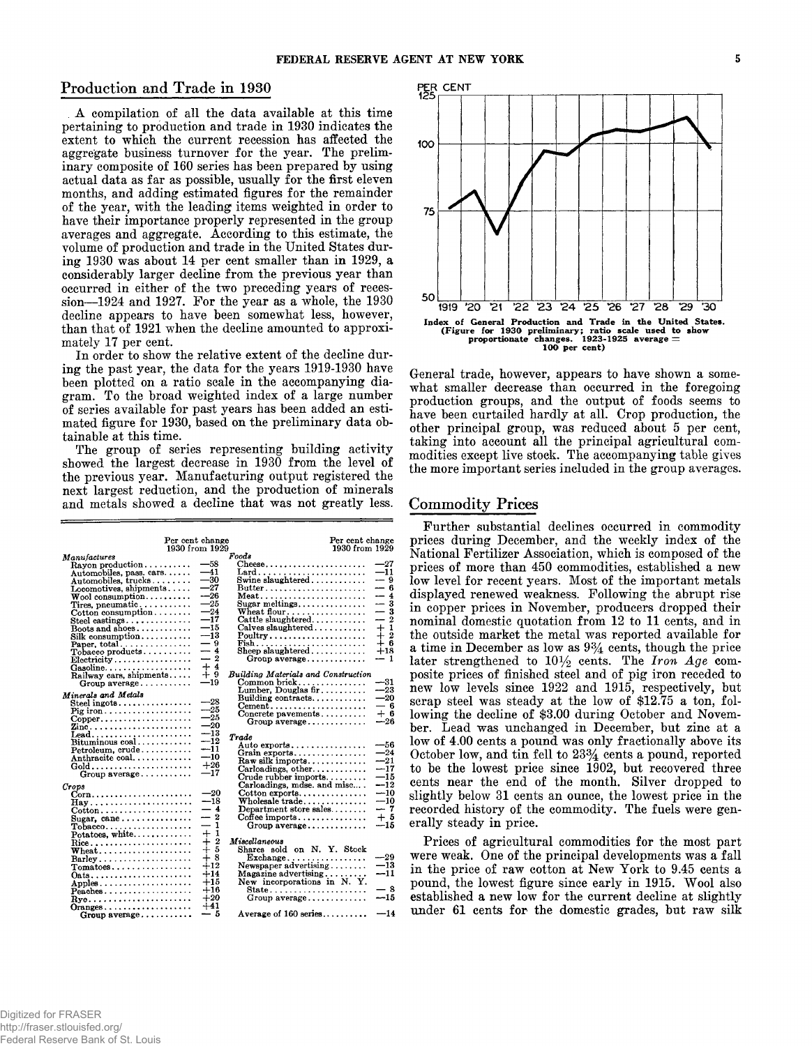## Production and Trade in 1930

A compilation of all the data available at this time pertaining to production and trade in 1930 indicates the extent to which the current recession has affected the aggregate business turnover for the year. The preliminary composite of 160 series has been prepared by using actual data as far as possible, usually for the first eleven months, and adding estimated figures for the remainder of the year, with the leading items weighted in order to have their importance properly represented in the group averages and aggregate. According to this estimate, the volume of production and trade in the United States during 1930 was about 14 per cent smaller than in 1929, a considerably larger decline from the previous year than occurred in either of the two preceding years of recession—1924 and 1927. For the year as a whole, the 1930 decline appears to have been somewhat less, however, than that of 1921 when the decline amounted to approximately 17 per cent.

In order to show the relative extent of the decline during the past year, the data for the years 1919-1930 have been plotted on a ratio scale in the accompanying diagram. To the broad weighted index of a large number of series available for past years has been added an estimated figure for 1930, based on the preliminary data obtainable at this time.

The group of series representing building activity showed the largest decrease in 1930 from the level of the previous year. Manufacturing output registered the next largest reduction, and the production of minerals and metals showed a decline that was not greatly less.

| | Per cent change 1930 from 1929 | | Per cent change 1930 from 1929 |
|---|---|---|---|
| *Manufactures* | | *Foods* | |
| Rayon production | −58 | Cheese | −27 |
| Automobiles, pass. cars | −41 | Lard | −11 |
| Automobiles, trucks | −30 | Swine slaughtered | − 9 |
| Locomotives, shipments | −27 | Butter | − 6 |
| Wool consumption | −26 | Meat | − 4 |
| Tires, pneumatic | −25 | Sugar meltings | − 3 |
| Cotton consumption | −24 | Wheat flour | − 3 |
| Steel castings | −17 | Cattle slaughtered | − 2 |
| Boots and shoes | −15 | Calves slaughtered | + 1 |
| Silk consumption | −13 | Poultry | + 2 |
| Paper, total | − 9 | Fish | + 6 |
| Tobacco products | − 4 | Sheep slaughtered | +18 |
| Electricity | − 2 | Group average | − 1 |
| Gasoline | + 4 | | |
| Railway cars, shipments | + 9 | *Building Materials and Construction* | |
| Group average | −19 | Common brick | −31 |
| | | Lumber, Douglas fir | −23 |
| *Minerals and Metals* | | Building contracts | −20 |
| Steel ingots | −28 | Cement | − 6 |
| Pig iron | −25 | Concrete pavements | + 6 |
| Copper | −25 | Group average | −26 |
| Zinc | −20 | | |
| Lead | −13 | *Trade* | |
| Bituminous coal | −12 | Auto exports | −56 |
| Petroleum, crude | −11 | Grain exports | −24 |
| Anthracite coal | −10 | Raw silk imports | −21 |
| Gold | +26 | Carloadings, other | −17 |
| Group average | −17 | Crude rubber imports | −15 |
| | | Carloadings, mdse. and misc. | −12 |
| *Crops* | | Cotton exports | −10 |
| Corn | −20 | Wholesale trade | −10 |
| Hay | −18 | Department store sales | − 7 |
| Cotton | − 4 | Coffee imports | + 5 |
| Sugar, cane | − 2 | Group average | −15 |
| Tobacco | − 1 | | |
| Potatoes, white | + 1 | *Miscellaneous* | |
| Rice | + 2 | Shares sold on N. Y. Stock Exchange | −29 |
| Wheat | + 5 | Newspaper advertising | −13 |
| Barley | + 8 | Magazine advertising | −11 |
| Tomatoes | +12 | New incorporations in N. Y. State | − 8 |
| Oats | +14 | Group average | −15 |
| Apples | +15 | | |
| Peaches | +16 | Average of 160 series | −14 |
| Rye | +20 | | |
| Oranges | +41 | | |
| Group average | − 5 | | |

Index of General Production and Trade in the United States. (Figure for 1930 preliminary; ratio scale used to show proportionate changes. 1923-1925 average = 100 per cent)

General trade, however, appears to have shown a somewhat smaller decrease than occurred in the foregoing production groups, and the output of foods seems to have been curtailed hardly at all. Crop production, the other principal group, was reduced about 5 per cent, taking into account all the principal agricultural commodities except live stock. The accompanying table gives the more important series included in the group averages.

## Commodity Prices

Further substantial declines occurred in commodity prices during December, and the weekly index of the National Fertilizer Association, which is composed of the prices of more than 450 commodities, established a new low level for recent years. Most of the important metals displayed renewed weakness. Following the abrupt rise in copper prices in November, producers dropped their nominal domestic quotation from 12 to 11 cents, and in the outside market the metal was reported available for a time in December as low as 9¾ cents, though the price later strengthened to 10½ cents. The *Iron Age* composite prices of finished steel and of pig iron receded to new low levels since 1922 and 1915, respectively, but scrap steel was steady at the low of $12.75 a ton, following the decline of $3.00 during October and November. Lead was unchanged in December, but zinc at a low of 4.00 cents a pound was only fractionally above its October low, and tin fell to 23¾ cents a pound, reported to be the lowest price since 1902, but recovered three cents near the end of the month. Silver dropped to slightly below 31 cents an ounce, the lowest price in the recorded history of the commodity. The fuels were generally steady in price.

Prices of agricultural commodities for the most part were weak. One of the principal developments was a fall in the price of raw cotton at New York to 9.45 cents a pound, the lowest figure since early in 1915. Wool also established a new low for the current decline at slightly under 61 cents for the domestic grades, but raw silk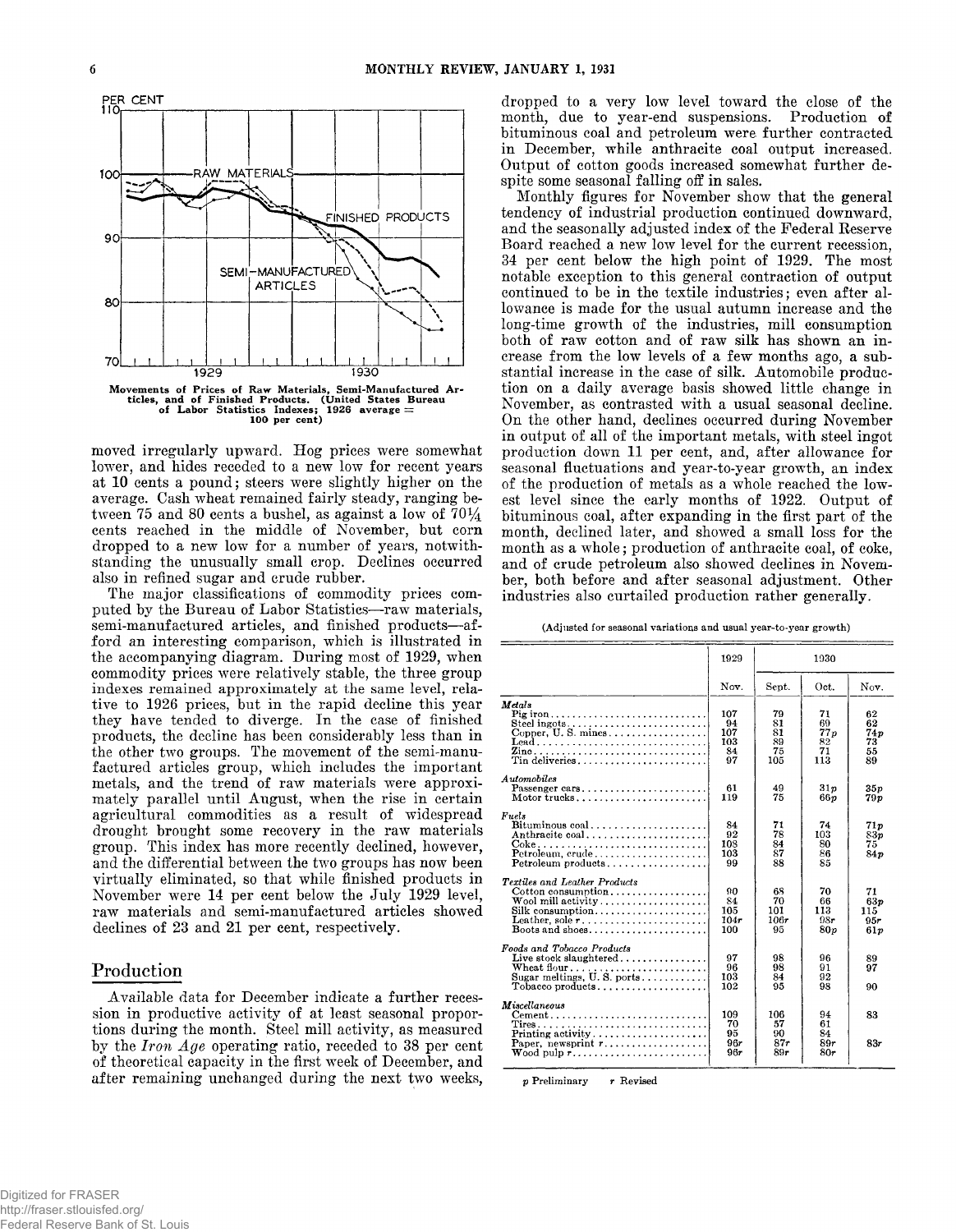Movements of Prices of Raw Materials, Semi-Manufactured Articles, and of Finished Products. (United States Bureau of Labor Statistics Indexes; 1926 average = 100 per cent)

moved irregularly upward. Hog prices were somewhat lower, and hides receded to a new low for recent years at 10 cents a pound; steers were slightly higher on the average. Cash wheat remained fairly steady, ranging between 75 and 80 cents a bushel, as against a low of 70¼ cents reached in the middle of November, but corn dropped to a new low for a number of years, notwithstanding the unusually small crop. Declines occurred also in refined sugar and crude rubber.

The major classifications of commodity prices computed by the Bureau of Labor Statistics—raw materials, semi-manufactured articles, and finished products—afford an interesting comparison, which is illustrated in the accompanying diagram. During most of 1929, when commodity prices were relatively stable, the three group indexes remained approximately at the same level, relative to 1926 prices, but in the rapid decline this year they have tended to diverge. In the case of finished products, the decline has been considerably less than in the other two groups. The movement of the semi-manufactured articles group, which includes the important metals, and the trend of raw materials were approximately parallel until August, when the rise in certain agricultural commodities as a result of widespread drought brought some recovery in the raw materials group. This index has more recently declined, however, and the differential between the two groups has now been virtually eliminated, so that while finished products in November were 14 per cent below the July 1929 level, raw materials and semi-manufactured articles showed declines of 23 and 21 per cent, respectively.

## Production

Available data for December indicate a further recession in productive activity of at least seasonal proportions during the month. Steel mill activity, as measured by the *Iron Age* operating ratio, receded to 38 per cent of theoretical capacity in the first week of December, and after remaining unchanged during the next two weeks, dropped to a very low level toward the close of the month, due to year-end suspensions. Production of bituminous coal and petroleum were further contracted in December, while anthracite coal output increased. Output of cotton goods increased somewhat further despite some seasonal falling off in sales.

Monthly figures for November show that the general tendency of industrial production continued downward, and the seasonally adjusted index of the Federal Reserve Board reached a new low level for the current recession, 34 per cent below the high point of 1929. The most notable exception to this general contraction of output continued to be in the textile industries; even after allowance is made for the usual autumn increase and the long-time growth of the industries, mill consumption both of raw cotton and of raw silk has shown an increase from the low levels of a few months ago, a substantial increase in the case of silk. Automobile production on a daily average basis showed little change in November, as contrasted with a usual seasonal decline. On the other hand, declines occurred during November in output of all of the important metals, with steel ingot production down 11 per cent, and, after allowance for seasonal fluctuations and year-to-year growth, an index of the production of metals as a whole reached the lowest level since the early months of 1922. Output of bituminous coal, after expanding in the first part of the month, declined later, and showed a small loss for the month as a whole; production of anthracite coal, of coke, and of crude petroleum also showed declines in November, both before and after seasonal adjustment. Other industries also curtailed production rather generally.

(Adjusted for seasonal variations and usual year-to-year growth)

| | 1929 | 1930 | | |
|---|---|---|---|---|
| | Nov. | Sept. | Oct. | Nov. |
| ***Metals*** | | | | |
| Pig iron | 107 | 79 | 71 | 62 |
| Steel ingots | 94 | 81 | 69 | 62 |
| Copper, U. S. mines | 107 | 81 | 77p | 74p |
| Lead | 103 | 89 | 82 | 73 |
| Zinc | 84 | 75 | 71 | 55 |
| Tin deliveries | 97 | 105 | 113 | 89 |
| ***Automobiles*** | | | | |
| Passenger cars | 61 | 49 | 31p | 35p |
| Motor trucks | 119 | 75 | 66p | 79p |
| ***Fuels*** | | | | |
| Bituminous coal | 84 | 71 | 74 | 71p |
| Anthracite coal | 92 | 78 | 103 | 83p |
| Coke | 108 | 84 | 80 | 75 |
| Petroleum, crude | 103 | 87 | 86 | 84p |
| Petroleum products | 99 | 88 | 85 | |
| ***Textiles and Leather Products*** | | | | |
| Cotton consumption | 90 | 68 | 70 | 71 |
| Wool mill activity | 84 | 70 | 66 | 63p |
| Silk consumption | 105 | 101 | 113 | 115 |
| Leather, sole r | 104r | 106r | 98r | 95r |
| Boots and shoes | 100 | 95 | 80p | 61p |
| ***Foods and Tobacco Products*** | | | | |
| Live stock slaughtered | 97 | 98 | 96 | 89 |
| Wheat flour | 96 | 98 | 91 | 97 |
| Sugar meltings, U. S. ports | 103 | 84 | 92 | |
| Tobacco products | 102 | 95 | 98 | 90 |
| ***Miscellaneous*** | | | | |
| Cement | 109 | 106 | 94 | 83 |
| Tires | 70 | 57 | 61 | |
| Printing activity | 95 | 90 | 84 | |
| Paper, newsprint r | 96r | 87r | 89r | 83r |
| Wood pulp r | 96r | 89r | 80r | |

p Preliminary r Revised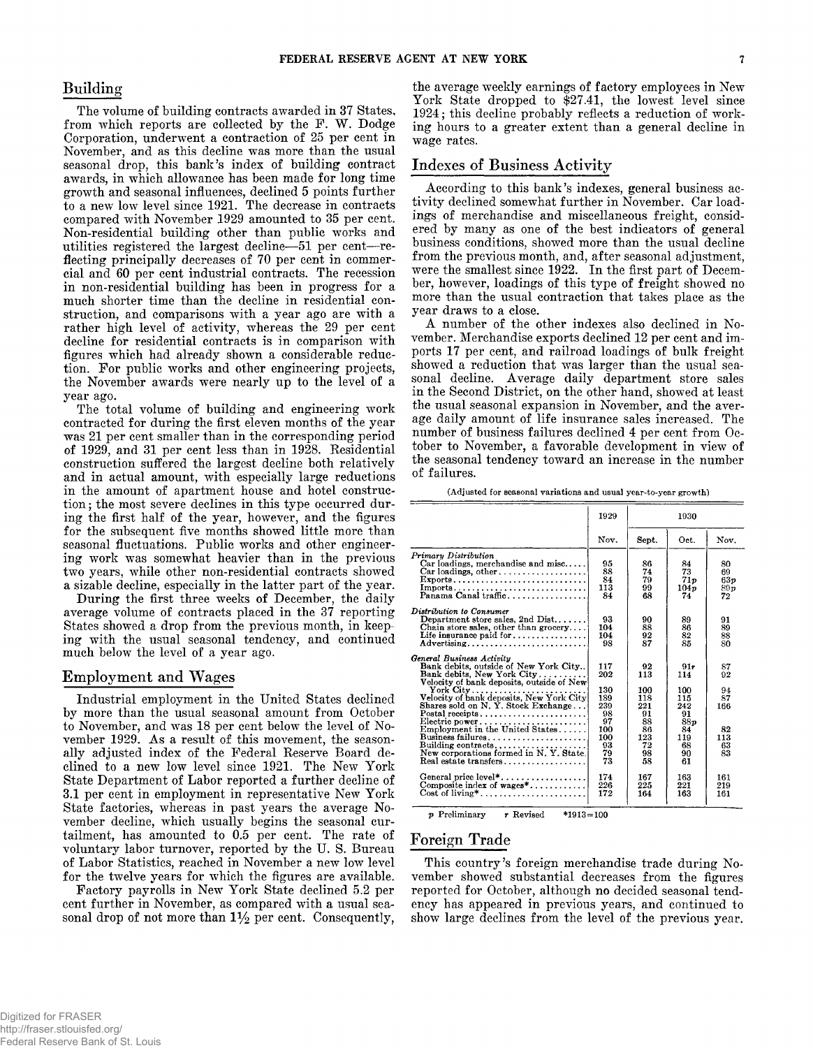## Building

The volume of building contracts awarded in 37 States, from which reports are collected by the F. W. Dodge Corporation, underwent a contraction of 25 per cent in November, and as this decline was more than the usual seasonal drop, this bank's index of building contract awards, in which allowance has been made for long time growth and seasonal influences, declined 5 points further to a new low level since 1921. The decrease in contracts compared with November 1929 amounted to 35 per cent. Non-residential building other than public works and utilities registered the largest decline—51 per cent—reflecting principally decreases of 70 per cent in commercial and 60 per cent industrial contracts. The recession in non-residential building has been in progress for a much shorter time than the decline in residential construction, and comparisons with a year ago are with a rather high level of activity, whereas the 29 per cent decline for residential contracts is in comparison with figures which had already shown a considerable reduction. For public works and other engineering projects, the November awards were nearly up to the level of a year ago.

The total volume of building and engineering work contracted for during the first eleven months of the year was 21 per cent smaller than in the corresponding period of 1929, and 31 per cent less than in 1928. Residential construction suffered the largest decline both relatively and in actual amount, with especially large reductions in the amount of apartment house and hotel construction; the most severe declines in this type occurred during the first half of the year, however, and the figures for the subsequent five months showed little more than seasonal fluctuations. Public works and other engineering work was somewhat heavier than in the previous two years, while other non-residential contracts showed a sizable decline, especially in the latter part of the year.

During the first three weeks of December, the daily average volume of contracts placed in the 37 reporting States showed a drop from the previous month, in keeping with the usual seasonal tendency, and continued much below the level of a year ago.

## Employment and Wages

Industrial employment in the United States declined by more than the usual seasonal amount from October to November, and was 18 per cent below the level of November 1929. As a result of this movement, the seasonally adjusted index of the Federal Reserve Board declined to a new low level since 1921. The New York State Department of Labor reported a further decline of 3.1 per cent in employment in representative New York State factories, whereas in past years the average November decline, which usually begins the seasonal curtailment, has amounted to 0.5 per cent. The rate of voluntary labor turnover, reported by the U. S. Bureau of Labor Statistics, reached in November a new low level for the twelve years for which the figures are available.

Factory payrolls in New York State declined 5.2 per cent further in November, as compared with a usual seasonal drop of not more than 1½ per cent. Consequently, the average weekly earnings of factory employees in New York State dropped to $27.41, the lowest level since 1924; this decline probably reflects a reduction of working hours to a greater extent than a general decline in wage rates.

## Indexes of Business Activity

According to this bank's indexes, general business activity declined somewhat further in November. Car loadings of merchandise and miscellaneous freight, considered by many as one of the best indicators of general business conditions, showed more than the usual decline from the previous month, and, after seasonal adjustment, were the smallest since 1922. In the first part of December, however, loadings of this type of freight showed no more than the usual contraction that takes place as the year draws to a close.

A number of the other indexes also declined in November. Merchandise exports declined 12 per cent and imports 17 per cent, and railroad loadings of bulk freight showed a reduction that was larger than the usual seasonal decline. Average daily department store sales in the Second District, on the other hand, showed at least the usual seasonal expansion in November, and the average daily amount of life insurance sales increased. The number of business failures declined 4 per cent from October to November, a favorable development in view of the seasonal tendency toward an increase in the number of failures.

(Adjusted for seasonal variations and usual year-to-year growth)

| | 1929 | 1930 | | |
|---|---|---|---|---|
| | Nov. | Sept. | Oct. | Nov. |
| *Primary Distribution* | | | | |
| Car loadings, merchandise and misc. | 95 | 86 | 84 | 80 |
| Car loadings, other | 88 | 74 | 73 | 69 |
| Exports | 84 | 79 | 71p | 63p |
| Imports | 113 | 99 | 104p | 89p |
| Panama Canal traffic | 84 | 68 | 74 | 72 |
| *Distribution to Consumer* | | | | |
| Department store sales, 2nd Dist. | 93 | 90 | 89 | 91 |
| Chain store sales, other than grocery | 104 | 88 | 86 | 89 |
| Life insurance paid for | 104 | 92 | 82 | 88 |
| Advertising | 98 | 87 | 85 | 80 |
| *General Business Activity* | | | | |
| Bank debits, outside of New York City | 117 | 92 | 91r | 87 |
| Bank debits, New York City | 202 | 113 | 114 | 92 |
| Velocity of bank deposits, outside of New York City | 130 | 100 | 100 | 94 |
| Velocity of bank deposits, New York City | 189 | 118 | 115 | 87 |
| Shares sold on N. Y. Stock Exchange | 239 | 221 | 242 | 166 |
| Postal receipts | 98 | 91 | 91 | |
| Electric power | 97 | 88 | 88p | |
| Employment in the United States | 100 | 86 | 84 | 82 |
| Business failures | 100 | 123 | 119 | 113 |
| Building contracts | 93 | 72 | 68 | 63 |
| New corporations formed in N. Y. State | 79 | 98 | 90 | 83 |
| Real estate transfers | 73 | 58 | 61 | |
| General price level* | 174 | 167 | 163 | 161 |
| Composite index of wages* | 226 | 225 | 221 | 219 |
| Cost of living* | 172 | 164 | 163 | 161 |

p Preliminary  r Revised  *1913=100

## Foreign Trade

This country's foreign merchandise trade during November showed substantial decreases from the figures reported for October, although no decided seasonal tendency has appeared in previous years, and continued to show large declines from the level of the previous year.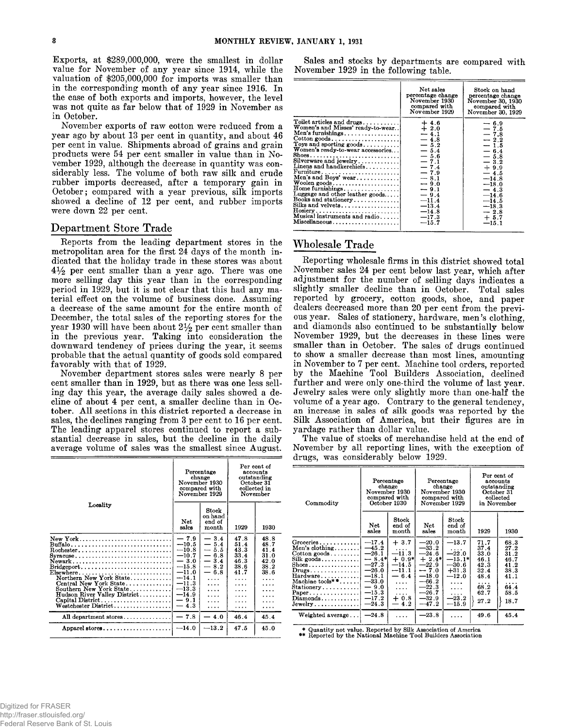Exports, at $289,000,000, were the smallest in dollar value for November of any year since 1914, while the valuation of $205,000,000 for imports was smaller than in the corresponding month of any year since 1916. In the case of both exports and imports, however, the level was not quite as far below that of 1929 in November as in October.

November exports of raw cotton were reduced from a year ago by about 13 per cent in quantity, and about 46 per cent in value. Shipments abroad of grains and grain products were 54 per cent smaller in value than in November 1929, although the decrease in quantity was considerably less. The volume of both raw silk and crude rubber imports decreased, after a temporary gain in October; compared with a year previous, silk imports showed a decline of 12 per cent, and rubber imports were down 22 per cent.

## Department Store Trade

Reports from the leading department stores in the metropolitan area for the first 24 days of the month indicated that the holiday trade in these stores was about 4½ per cent smaller than a year ago. There was one more selling day this year than in the corresponding period in 1929, but it is not clear that this had any material effect on the volume of business done. Assuming a decrease of the same amount for the entire month of December, the total sales of the reporting stores for the year 1930 will have been about 2½ per cent smaller than in the previous year. Taking into consideration the downward tendency of prices during the year, it seems probable that the actual quantity of goods sold compared favorably with that of 1929.

November department stores sales were nearly 8 per cent smaller than in 1929, but as there was one less selling day this year, the average daily sales showed a decline of about 4 per cent, a smaller decline than in October. All sections in this district reported a decrease in sales, the declines ranging from 3 per cent to 16 per cent. The leading apparel stores continued to report a substantial decrease in sales, but the decline in the daily average volume of sales was the smallest since August.

| Locality | Percentage change November 1930 compared with November 1929 | | Per cent of accounts outstanding October 31 collected in November | |
|---|---|---|---|---|
| | Net sales | Stock on hand end of month | 1929 | 1930 |
| New York | − 7.9 | − 3.4 | 47.8 | 48.8 |
| Buffalo | −10.5 | − 5.4 | 51.4 | 48.7 |
| Rochester | −10.8 | − 5.5 | 43.3 | 41.4 |
| Syracuse | −10.7 | − 6.8 | 33.4 | 31.0 |
| Newark | − 3.0 | − 3.4 | 46.3 | 42.0 |
| Bridgeport | −15.8 | − 8.2 | 38.6 | 38.2 |
| Elsewhere | −11.0 | − 6.8 | 41.7 | 38.6 |
| Northern New York State | −14.1 | .... | .... | .... |
| Central New York State | −11.3 | .... | .... | .... |
| Southern New York State | −13.3 | .... | .... | .... |
| Hudson River Valley District | −14.9 | .... | .... | .... |
| Capital District | − 9.1 | .... | .... | .... |
| Westchester District | − 4.3 | .... | .... | .... |
| All department stores | − 7.8 | − 4.0 | 46.4 | 45.4 |
| Apparel stores | −14.0 | −13.2 | 47.5 | 45.0 |

Sales and stocks by departments are compared with November 1929 in the following table.

| | Net sales percentage change November 1930 compared with November 1929 | Stock on hand percentage change November 30, 1930 compared with November 30, 1929 |
|---|---|---|
| Toilet articles and drugs | + 4.6 | − 6.9 |
| Women's and Misses' ready-to-wear | + 2.0 | − 7.5 |
| Men's furnishings | − 4.1 | − 7.8 |
| Cotton goods | − 4.8 | − 2.2 |
| Toys and sporting goods | − 5.2 | − 1.5 |
| Women's ready-to-wear accessories | − 5.4 | − 6.4 |
| Shoes | − 5.6 | − 5.8 |
| Silverware and jewelry | − 7.1 | − 3.2 |
| Linens and handkerchiefs | − 7.4 | + 9.9 |
| Furniture | − 7.9 | − 4.5 |
| Men's and Boys' wear | − 8.1 | −14.8 |
| Woolen goods | − 9.0 | −18.0 |
| Home furnishings | − 9.1 | − 4.3 |
| Luggage and other leather goods | − 9.4 | −14.6 |
| Books and stationery | −11.4 | −14.5 |
| Silks and velvets | −13.4 | −18.3 |
| Hosiery | −14.8 | − 2.8 |
| Musical instruments and radio | −17.3 | + 5.7 |
| Miscellaneous | −15.7 | −15.1 |

## Wholesale Trade

Reporting wholesale firms in this district showed total November sales 24 per cent below last year, which after adjustment for the number of selling days indicates a slightly smaller decline than in October. Total sales reported by grocery, cotton goods, shoe, and paper dealers decreased more than 20 per cent from the previous year. Sales of stationery, hardware, men's clothing, and diamonds also continued to be substantially below November 1929, but the decreases in these lines were smaller than in October. The sales of drugs continued to show a smaller decrease than most lines, amounting in November to 7 per cent. Machine tool orders, reported by the Machine Tool Builders Association, declined further and were only one-third the volume of last year. Jewelry sales were only slightly more than one-half the volume of a year ago. Contrary to the general tendency, an increase in sales of silk goods was reported by the Silk Association of America, but their figures are in yardage rather than dollar value.

The value of stocks of merchandise held at the end of November by all reporting lines, with the exception of drugs, was considerably below 1929.

| Commodity | Percentage change November 1930 compared with October 1930 | | Percentage change November 1930 compared with November 1929 | | Per cent of accounts outstanding October 31 collected in November | |
|---|---|---|---|---|---|---|
| | Net sales | Stock end of month | Net sales | Stock end of month | 1929 | 1930 |
| Groceries | −17.4 | + 3.7 | −20.0 | −13.7 | 71.7 | 68.3 |
| Men's clothing | −45.2 | .... | −33.2 | .... | 37.4 | 27.2 |
| Cotton goods | −26.1 | −11.3 | −24.6 | −22.0 | 33.0 | 31.2 |
| Silk goods | − 8.4* | + 0.9* | + 2.4* | −15.1* | 46.1 | 46.7 |
| Shoes | −27.3 | −14.5 | −22.9 | −30.6 | 42.3 | 41.2 |
| Drugs | −26.0 | −11.1 | − 7.0 | +31.3 | 32.4 | 38.3 |
| Hardware | −18.1 | − 6.4 | −18.0 | −12.0 | 48.4 | 41.1 |
| Machine tools** | −33.0 | .... | −66.2 | .... | .... | .... |
| Stationery | − 9.0 | .... | −22.3 | .... | 68.2 | 64.4 |
| Paper | −15.3 | .... | −26.7 | .... | 62.7 | 58.5 |
| Diamonds | −17.2 | + 0.8 | −32.9 | −23.2 | 27.2 | 18.7 |
| Jewelry | −24.3 | − 4.2 | −47.2 | −15.9 | | |
| Weighted average | −24.8 | .... | −23.8 | .... | 49.6 | 45.4 |

\* Quantity not value. Reported by Silk Association of America
\** Reported by the National Machine Tool Builders Association